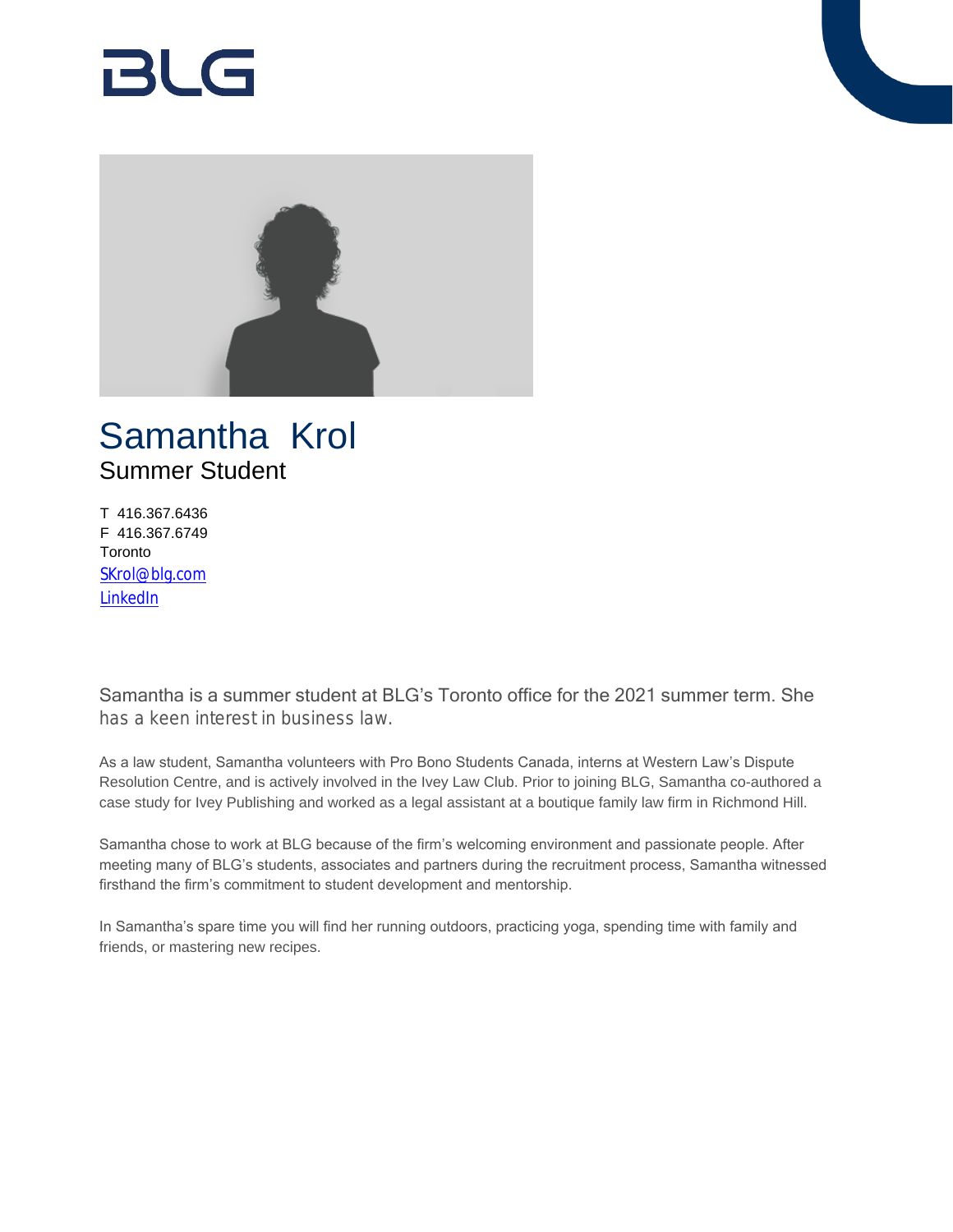BLG

# Samantha Krol

## Summer Student

T 416.367.6436
F 416.367.6749
Toronto
SKrol@blg.com
LinkedIn

Samantha is a summer student at BLG's Toronto office for the 2021 summer term. She has a keen interest in business law.

As a law student, Samantha volunteers with Pro Bono Students Canada, interns at Western Law's Dispute Resolution Centre, and is actively involved in the Ivey Law Club. Prior to joining BLG, Samantha co-authored a case study for Ivey Publishing and worked as a legal assistant at a boutique family law firm in Richmond Hill.

Samantha chose to work at BLG because of the firm's welcoming environment and passionate people. After meeting many of BLG's students, associates and partners during the recruitment process, Samantha witnessed firsthand the firm's commitment to student development and mentorship.

In Samantha's spare time you will find her running outdoors, practicing yoga, spending time with family and friends, or mastering new recipes.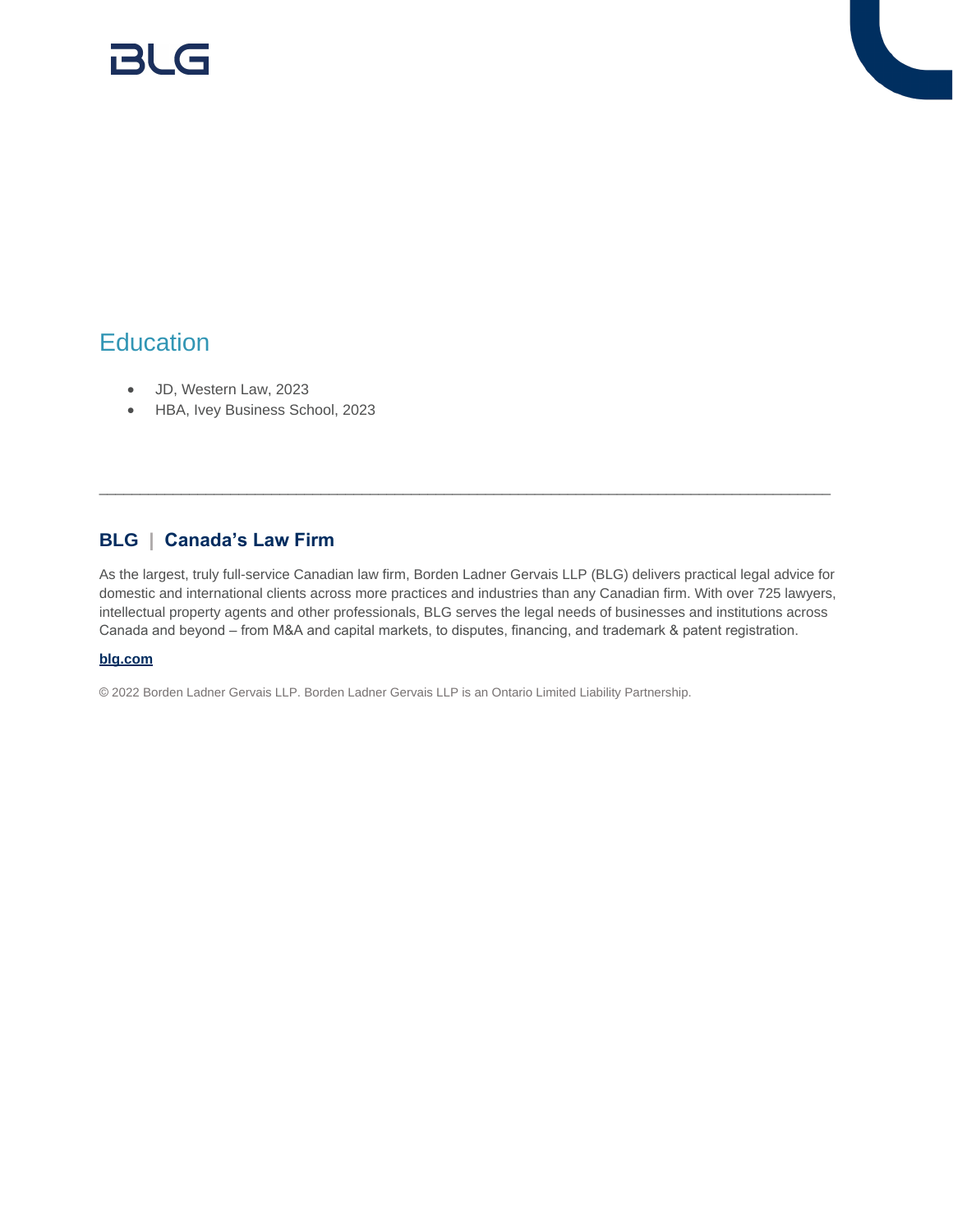## Education

- JD, Western Law, 2023
- HBA, Ivey Business School, 2023

---

### BLG | Canada's Law Firm

As the largest, truly full-service Canadian law firm, Borden Ladner Gervais LLP (BLG) delivers practical legal advice for domestic and international clients across more practices and industries than any Canadian firm. With over 725 lawyers, intellectual property agents and other professionals, BLG serves the legal needs of businesses and institutions across Canada and beyond – from M&A and capital markets, to disputes, financing, and trademark & patent registration.

**blg.com**

© 2022 Borden Ladner Gervais LLP. Borden Ladner Gervais LLP is an Ontario Limited Liability Partnership.